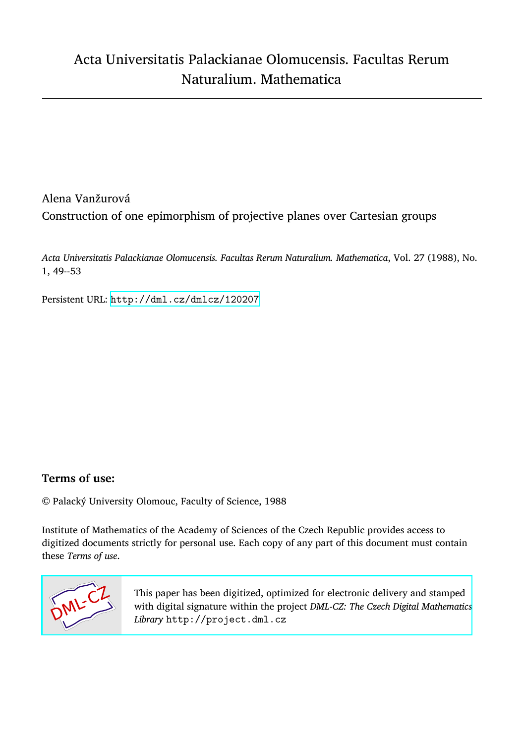# Acta Universitatis Palackianae Olomucensis. Facultas Rerum Naturalium. Mathematica

Alena Vanžurová

Construction of one epimorphism of projective planes over Cartesian groups

*Acta Universitatis Palackianae Olomucensis. Facultas Rerum Naturalium. Mathematica*, Vol. 27 (1988), No. 1, 49--53

Persistent URL: http://dml.cz/dmlcz/120207

## Terms of use:

© Palacký University Olomouc, Faculty of Science, 1988

Institute of Mathematics of the Academy of Sciences of the Czech Republic provides access to digitized documents strictly for personal use. Each copy of any part of this document must contain these *Terms of use*.

This paper has been digitized, optimized for electronic delivery and stamped with digital signature within the project *DML-CZ: The Czech Digital Mathematics Library* http://project.dml.cz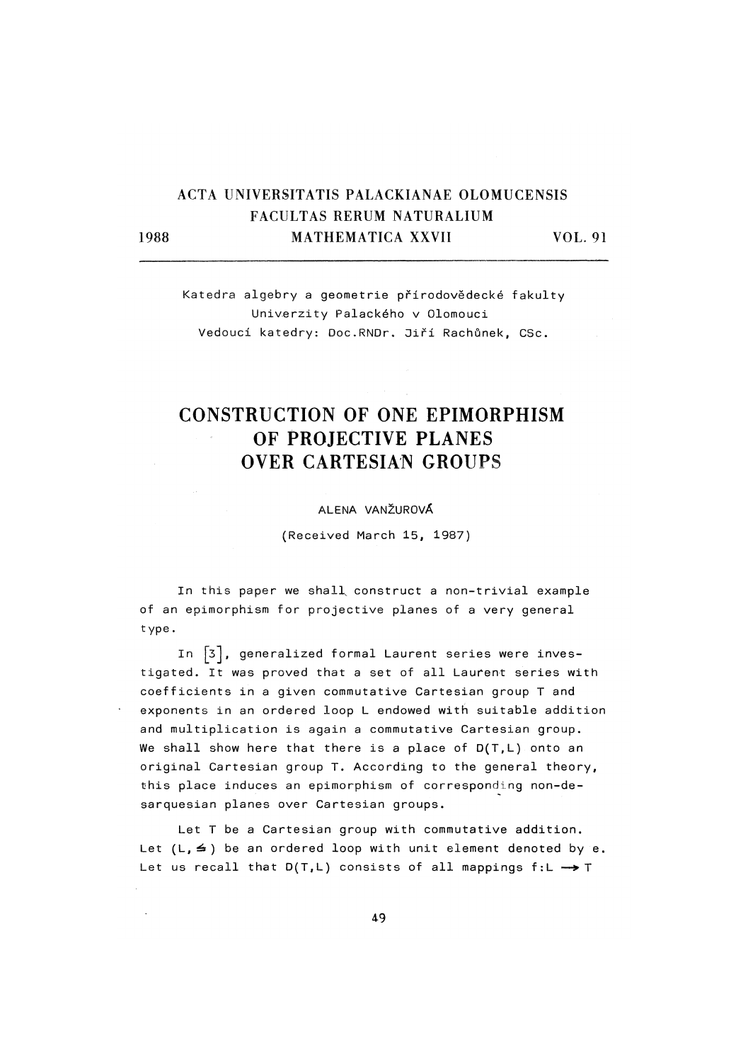ACTA UNIVERSITATIS PALACKIANAE OLOMUCENSIS
FACULTAS RERUM NATURALIUM
1988 MATHEMATICA XXVII VOL. 91

Katedra algebry a geometrie přírodovědecké fakulty
Univerzity Palackého v Olomouci
Vedoucí katedry: Doc.RNDr. Jiří Rachůnek, CSc.

# CONSTRUCTION OF ONE EPIMORPHISM OF PROJECTIVE PLANES OVER CARTESIAN GROUPS

ALENA VANŽUROVÁ

(Received March 15, 1987)

In this paper we shall construct a non-trivial example of an epimorphism for projective planes of a very general type.

In [3], generalized formal Laurent series were investigated. It was proved that a set of all Laurent series with coefficients in a given commutative Cartesian group T and exponents in an ordered loop L endowed with suitable addition and multiplication is again a commutative Cartesian group. We shall show here that there is a place of D(T,L) onto an original Cartesian group T. According to the general theory, this place induces an epimorphism of corresponding non-desarquesian planes over Cartesian groups.

Let T be a Cartesian group with commutative addition. Let $(L, \leqq)$ be an ordered loop with unit element denoted by e. Let us recall that D(T,L) consists of all mappings $f: L \longrightarrow T$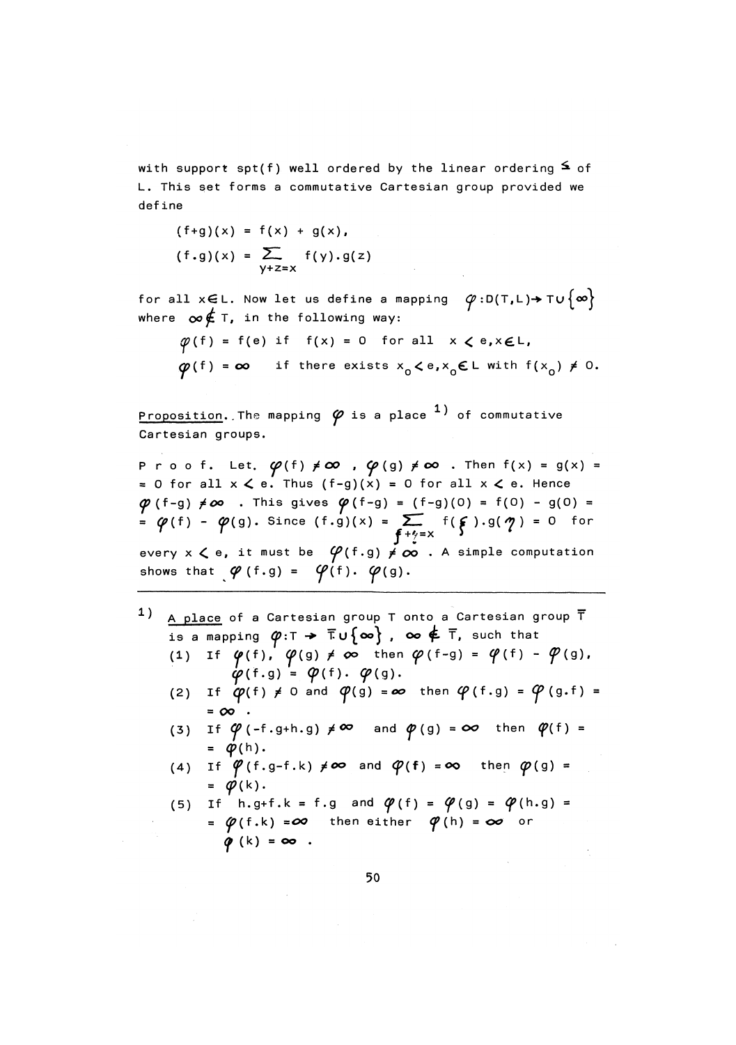with support spt(f) well ordered by the linear ordering $\leq$ of L. This set forms a commutative Cartesian group provided we define

$$(f+g)(x) = f(x) + g(x),$$

$$(f.g)(x) = \sum_{y+z=x} f(y).g(z)$$

for all $x \in L$. Now let us define a mapping $\varphi : D(T,L) \to T \cup \{\infty\}$ where $\infty \notin T$, in the following way:

$$\varphi(f) = f(e) \text{ if } f(x) = 0 \text{ for all } x < e, x \in L,$$

$$\varphi(f) = \infty \quad \text{if there exists } x_0 < e, x_0 \in L \text{ with } f(x_0) \neq 0.$$

Proposition. The mapping $\varphi$ is a place [1] of commutative Cartesian groups.

P r o o f. Let. $\varphi(f) \neq \infty$, $\varphi(g) \neq \infty$. Then $f(x) = g(x) = 0$ for all $x < e$. Thus $(f-g)(x) = 0$ for all $x < e$. Hence $\varphi(f-g) \neq \infty$. This gives $\varphi(f-g) = (f-g)(0) = f(0) - g(0) = \varphi(f) - \varphi(g)$. Since $(f.g)(x) = \sum_{\xi+\eta=x} f(\xi).g(\eta) = 0$ for every $x < e$, it must be $\varphi(f.g) \neq \infty$. A simple computation shows that $\varphi(f.g) = \varphi(f).\varphi(g)$.

---

[1] A place of a Cartesian group T onto a Cartesian group $\bar{T}$ is a mapping $\varphi : T \to \bar{T} \cup \{\infty\}$, $\infty \notin \bar{T}$, such that

(1) If $\varphi(f), \varphi(g) \neq \infty$ then $\varphi(f-g) = \varphi(f) - \varphi(g)$, $\varphi(f.g) = \varphi(f).\varphi(g)$.

(2) If $\varphi(f) \neq 0$ and $\varphi(g) = \infty$ then $\varphi(f.g) = \varphi(g.f) = \infty$.

(3) If $\varphi(-f.g+h.g) \neq \infty$ and $\varphi(g) = \infty$ then $\varphi(f) = \varphi(h)$.

(4) If $\varphi(f.g-f.k) \neq \infty$ and $\varphi(f) = \infty$ then $\varphi(g) = \varphi(k)$.

(5) If $h.g+f.k = f.g$ and $\varphi(f) = \varphi(g) = \varphi(h.g) = \varphi(f.k) = \infty$ then either $\varphi(h) = \infty$ or $\varphi(k) = \infty$.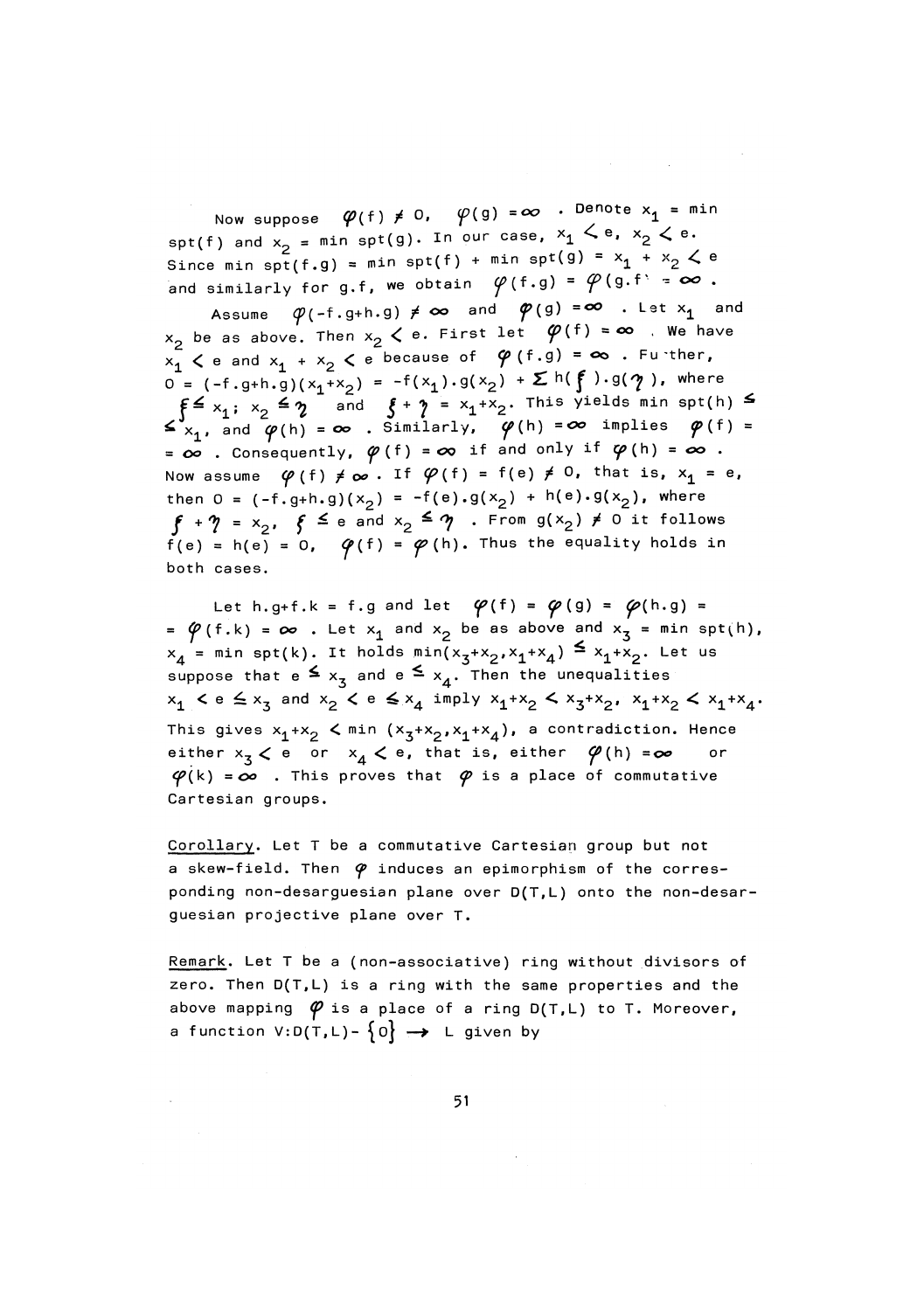Now suppose $\varphi(f) \neq 0$, $\varphi(g) = \infty$. Denote $x_1 = \min \operatorname{spt}(f)$ and $x_2 = \min \operatorname{spt}(g)$. In our case, $x_1 < e$, $x_2 < e$. Since $\min \operatorname{spt}(f.g) = \min \operatorname{spt}(f) + \min \operatorname{spt}(g) = x_1 + x_2 < e$ and similarly for $g.f$, we obtain $\varphi(f.g) = \varphi(g.f) = \infty$.

Assume $\varphi(-f.g+h.g) \neq \infty$ and $\varphi(g) = \infty$. Let $x_1$ and $x_2$ be as above. Then $x_2 < e$. First let $\varphi(f) = \infty$. We have $x_1 < e$ and $x_1 + x_2 < e$ because of $\varphi(f.g) = \infty$. Further, $0 = (-f.g+h.g)(x_1+x_2) = -f(x_1).g(x_2) + \sum h(\xi).g(\eta)$, where $\xi \leq x_1$; $x_2 \leq \eta$ and $\xi + \eta = x_1+x_2$. This yields $\min \operatorname{spt}(h) \leq \leq x_1$, and $\varphi(h) = \infty$. Similarly, $\varphi(h) = \infty$ implies $\varphi(f) = = \infty$. Consequently, $\varphi(f) = \infty$ if and only if $\varphi(h) = \infty$. Now assume $\varphi(f) \neq \infty$. If $\varphi(f) = f(e) \neq 0$, that is, $x_1 = e$, then $0 = (-f.g+h.g)(x_2) = -f(e).g(x_2) + h(e).g(x_2)$, where $\xi + \eta = x_2$, $\xi \leq e$ and $x_2 \leq \eta$. From $g(x_2) \neq 0$ it follows $f(e) = h(e) = 0$, $\varphi(f) = \varphi(h)$. Thus the equality holds in both cases.

Let $h.g+f.k = f.g$ and let $\varphi(f) = \varphi(g) = \varphi(h.g) = = \varphi(f.k) = \infty$. Let $x_1$ and $x_2$ be as above and $x_3 = \min \operatorname{spt}(h)$, $x_4 = \min \operatorname{spt}(k)$. It holds $\min(x_3+x_2, x_1+x_4) \leq x_1+x_2$. Let us suppose that $e \leq x_3$ and $e \leq x_4$. Then the unequalities $x_1 < e \leq x_3$ and $x_2 < e \leq x_4$ imply $x_1+x_2 < x_3+x_2$, $x_1+x_2 < x_1+x_4$. This gives $x_1+x_2 < \min(x_3+x_2, x_1+x_4)$, a contradiction. Hence either $x_3 < e$ or $x_4 < e$, that is, either $\varphi(h) = \infty$ or $\varphi(k) = \infty$. This proves that $\varphi$ is a place of commutative Cartesian groups.

Corollary. Let T be a commutative Cartesian group but not a skew-field. Then $\varphi$ induces an epimorphism of the corresponding non-desarguesian plane over D(T,L) onto the non-desarguesian projective plane over T.

Remark. Let T be a (non-associative) ring without divisors of zero. Then D(T,L) is a ring with the same properties and the above mapping $\varphi$ is a place of a ring D(T,L) to T. Moreover, a function $V: D(T,L) - \{0\} \rightarrow L$ given by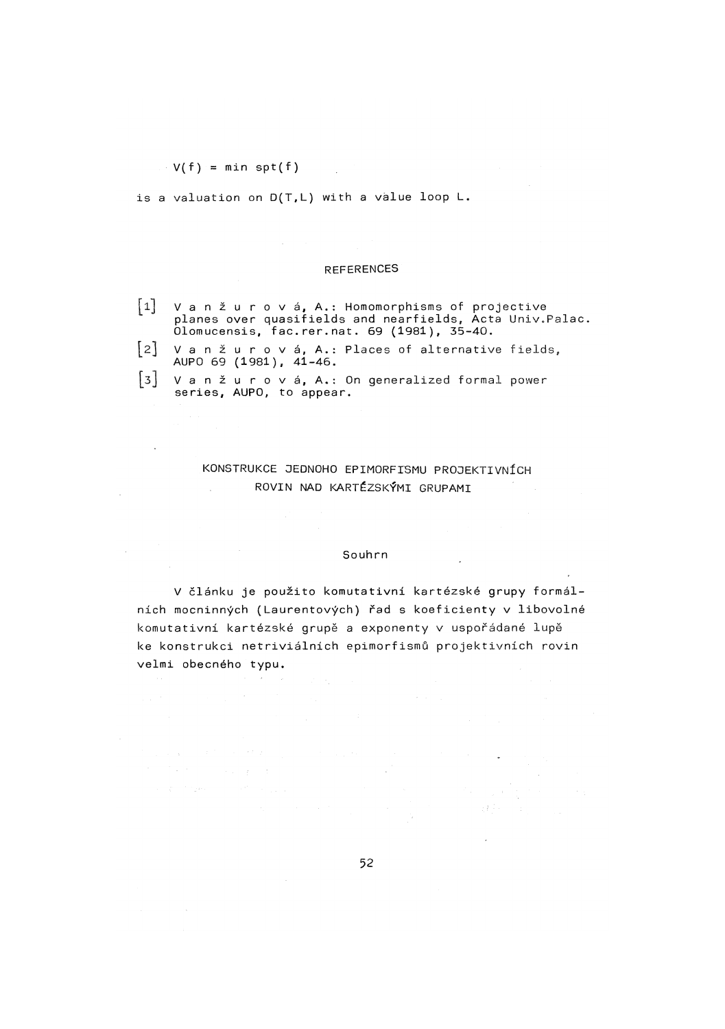$$V(f) = \min \operatorname{spt}(f)$$

is a valuation on $D(T,L)$ with a value loop $L$.

## REFERENCES

[1] V a n ž u r o v á, A.: Homomorphisms of projective planes over quasifields and nearfields, Acta Univ.Palac. Olomucensis, fac.rer.nat. 69 (1981), 35-40.

[2] V a n ž u r o v á, A.: Places of alternative fields, AUPO 69 (1981), 41-46.

[3] V a n ž u r o v á, A.: On generalized formal power series, AUPO, to appear.

## KONSTRUKCE JEDNOHO EPIMORFISMU PROJEKTIVNÍCH ROVIN NAD KARTÉZSKÝMI GRUPAMI

### Souhrn

V článku je použito komutativní kartézské grupy formálních mocninných (Laurentových) řad s koeficienty v libovolné komutativní kartézské grupě a exponenty v uspořádané lupě ke konstrukci netriviálních epimorfismů projektivních rovin velmi obecného typu.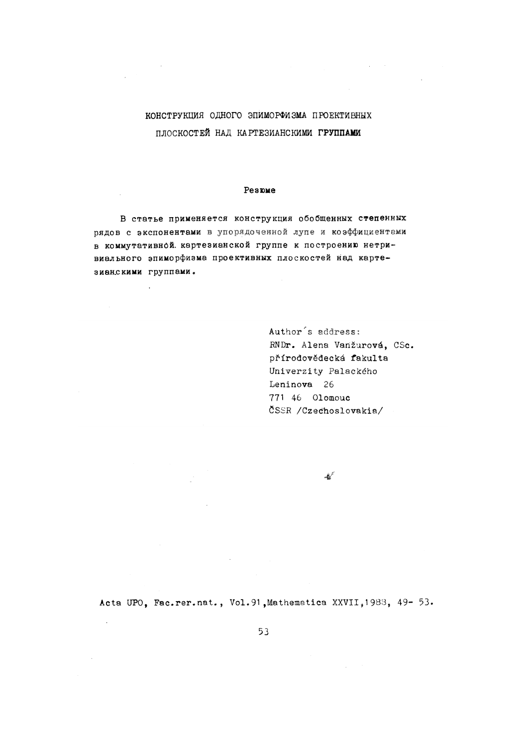# КОНСТРУКЦИЯ ОДНОГО ЭПИМОРФИЗМА ПРОЕКТИВНЫХ ПЛОСКОСТЕЙ НАД КАРТЕЗИАНСКИМИ ГРУППАМИ

## Резюме

В статье применяется конструкция обобщенных степенных рядов с экспонентами в упорядоченной лупе и коэффициентами в коммутативной картезианской группе к построению нетривиального эпиморфизма проективных плоскостей над картезианскими группами.

Author's address:
RNDr. Alena Vanžurová, CSc.
přírodovědecká fakulta
Univerzity Palackého
Leninova 26
771 46 Olomouc
ČSSR /Czechoslovakia/

Acta UPO, Fac.rer.nat., Vol.91, Mathematica XXVII, 1988, 49- 53.